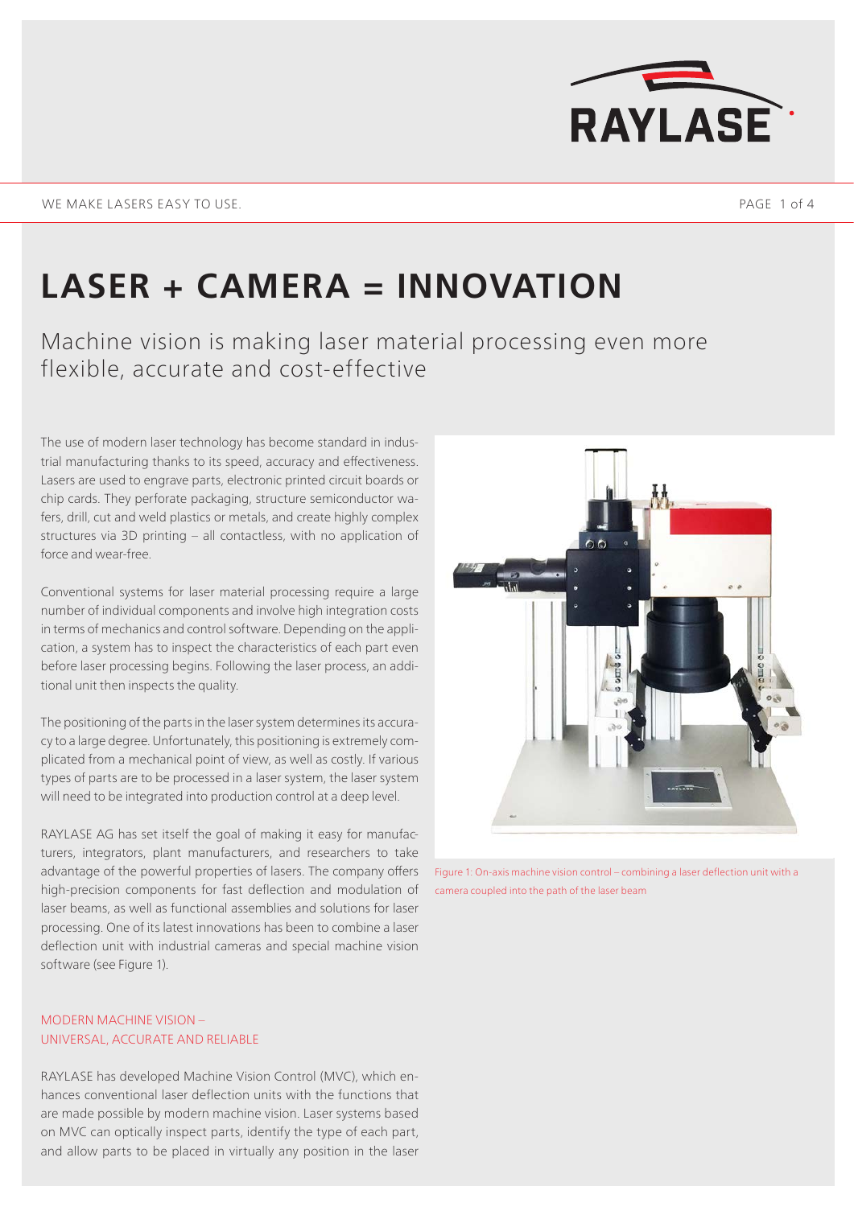# LASER + CAMERA = INNOVATION

## Machine vision is making laser material processing even more flexible, accurate and cost-effective

The use of modern laser technology has become standard in industrial manufacturing thanks to its speed, accuracy and effectiveness. Lasers are used to engrave parts, electronic printed circuit boards or chip cards. They perforate packaging, structure semiconductor wafers, drill, cut and weld plastics or metals, and create highly complex structures via 3D printing – all contactless, with no application of force and wear-free.

Conventional systems for laser material processing require a large number of individual components and involve high integration costs in terms of mechanics and control software. Depending on the application, a system has to inspect the characteristics of each part even before laser processing begins. Following the laser process, an additional unit then inspects the quality.

The positioning of the parts in the laser system determines its accuracy to a large degree. Unfortunately, this positioning is extremely complicated from a mechanical point of view, as well as costly. If various types of parts are to be processed in a laser system, the laser system will need to be integrated into production control at a deep level.

RAYLASE AG has set itself the goal of making it easy for manufacturers, integrators, plant manufacturers, and researchers to take advantage of the powerful properties of lasers. The company offers high-precision components for fast deflection and modulation of laser beams, as well as functional assemblies and solutions for laser processing. One of its latest innovations has been to combine a laser deflection unit with industrial cameras and special machine vision software (see Figure 1).

Figure 1: On-axis machine vision control – combining a laser deflection unit with a camera coupled into the path of the laser beam

### MODERN MACHINE VISION – UNIVERSAL, ACCURATE AND RELIABLE

RAYLASE has developed Machine Vision Control (MVC), which enhances conventional laser deflection units with the functions that are made possible by modern machine vision. Laser systems based on MVC can optically inspect parts, identify the type of each part, and allow parts to be placed in virtually any position in the laser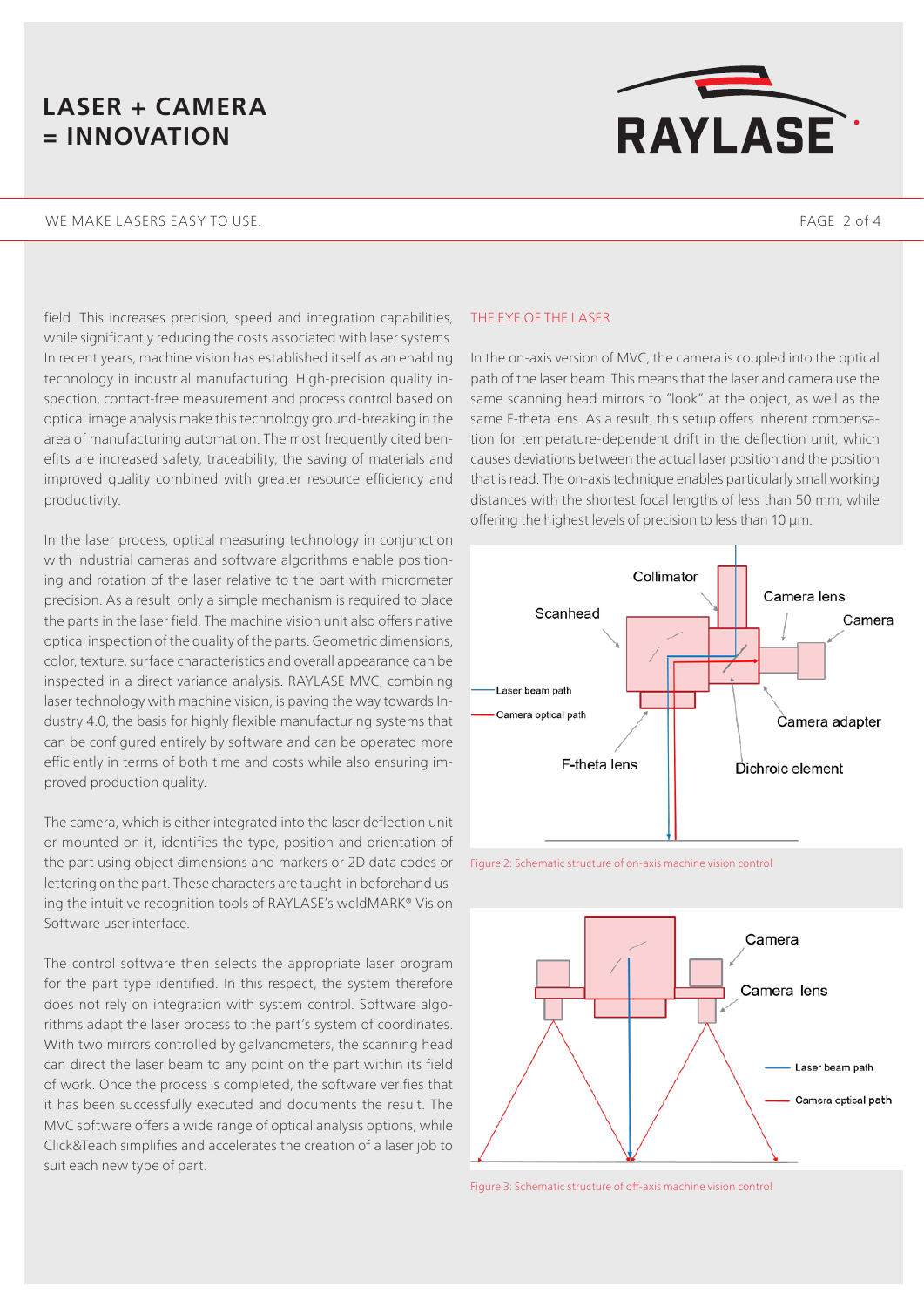field. This increases precision, speed and integration capabilities, while significantly reducing the costs associated with laser systems. In recent years, machine vision has established itself as an enabling technology in industrial manufacturing. High-precision quality inspection, contact-free measurement and process control based on optical image analysis make this technology ground-breaking in the area of manufacturing automation. The most frequently cited benefits are increased safety, traceability, the saving of materials and improved quality combined with greater resource efficiency and productivity.

In the laser process, optical measuring technology in conjunction with industrial cameras and software algorithms enable positioning and rotation of the laser relative to the part with micrometer precision. As a result, only a simple mechanism is required to place the parts in the laser field. The machine vision unit also offers native optical inspection of the quality of the parts. Geometric dimensions, color, texture, surface characteristics and overall appearance can be inspected in a direct variance analysis. RAYLASE MVC, combining laser technology with machine vision, is paving the way towards Industry 4.0, the basis for highly flexible manufacturing systems that can be configured entirely by software and can be operated more efficiently in terms of both time and costs while also ensuring improved production quality.

The camera, which is either integrated into the laser deflection unit or mounted on it, identifies the type, position and orientation of the part using object dimensions and markers or 2D data codes or lettering on the part. These characters are taught-in beforehand using the intuitive recognition tools of RAYLASE's weldMARK® Vision Software user interface.

The control software then selects the appropriate laser program for the part type identified. In this respect, the system therefore does not rely on integration with system control. Software algorithms adapt the laser process to the part's system of coordinates. With two mirrors controlled by galvanometers, the scanning head can direct the laser beam to any point on the part within its field of work. Once the process is completed, the software verifies that it has been successfully executed and documents the result. The MVC software offers a wide range of optical analysis options, while Click&Teach simplifies and accelerates the creation of a laser job to suit each new type of part.

## THE EYE OF THE LASER

In the on-axis version of MVC, the camera is coupled into the optical path of the laser beam. This means that the laser and camera use the same scanning head mirrors to "look" at the object, as well as the same F-theta lens. As a result, this setup offers inherent compensation for temperature-dependent drift in the deflection unit, which causes deviations between the actual laser position and the position that is read. The on-axis technique enables particularly small working distances with the shortest focal lengths of less than 50 mm, while offering the highest levels of precision to less than 10 µm.

Figure 2: Schematic structure of on-axis machine vision control

Figure 3: Schematic structure of off-axis machine vision control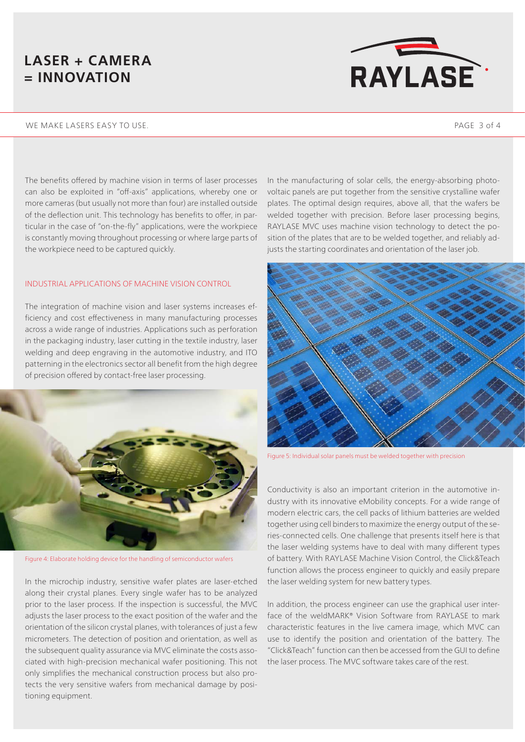The benefits offered by machine vision in terms of laser processes can also be exploited in "off-axis" applications, whereby one or more cameras (but usually not more than four) are installed outside of the deflection unit. This technology has benefits to offer, in particular in the case of "on-the-fly" applications, were the workpiece is constantly moving throughout processing or where large parts of the workpiece need to be captured quickly.

## INDUSTRIAL APPLICATIONS OF MACHINE VISION CONTROL

The integration of machine vision and laser systems increases efficiency and cost effectiveness in many manufacturing processes across a wide range of industries. Applications such as perforation in the packaging industry, laser cutting in the textile industry, laser welding and deep engraving in the automotive industry, and ITO patterning in the electronics sector all benefit from the high degree of precision offered by contact-free laser processing.

Figure 4: Elaborate holding device for the handling of semiconductor wafers

In the microchip industry, sensitive wafer plates are laser-etched along their crystal planes. Every single wafer has to be analyzed prior to the laser process. If the inspection is successful, the MVC adjusts the laser process to the exact position of the wafer and the orientation of the silicon crystal planes, with tolerances of just a few micrometers. The detection of position and orientation, as well as the subsequent quality assurance via MVC eliminate the costs associated with high-precision mechanical wafer positioning. This not only simplifies the mechanical construction process but also protects the very sensitive wafers from mechanical damage by positioning equipment.

In the manufacturing of solar cells, the energy-absorbing photovoltaic panels are put together from the sensitive crystalline wafer plates. The optimal design requires, above all, that the wafers be welded together with precision. Before laser processing begins, RAYLASE MVC uses machine vision technology to detect the position of the plates that are to be welded together, and reliably adjusts the starting coordinates and orientation of the laser job.

Figure 5: Individual solar panels must be welded together with precision

Conductivity is also an important criterion in the automotive industry with its innovative eMobility concepts. For a wide range of modern electric cars, the cell packs of lithium batteries are welded together using cell binders to maximize the energy output of the series-connected cells. One challenge that presents itself here is that the laser welding systems have to deal with many different types of battery. With RAYLASE Machine Vision Control, the Click&Teach function allows the process engineer to quickly and easily prepare the laser welding system for new battery types.

In addition, the process engineer can use the graphical user interface of the weldMARK® Vision Software from RAYLASE to mark characteristic features in the live camera image, which MVC can use to identify the position and orientation of the battery. The "Click&Teach" function can then be accessed from the GUI to define the laser process. The MVC software takes care of the rest.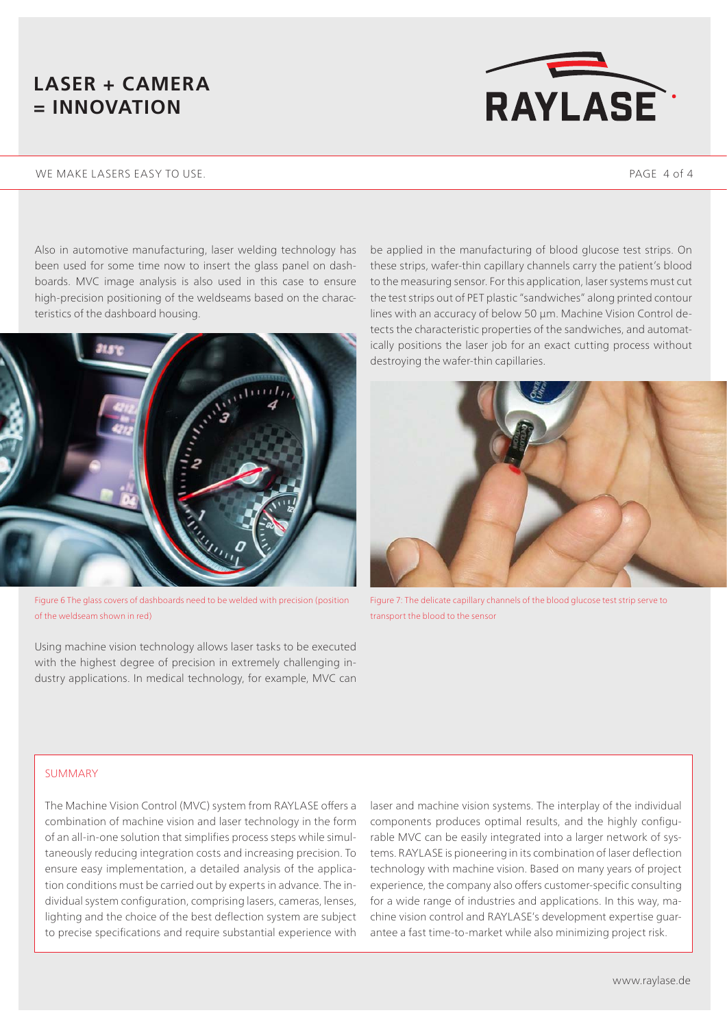Also in automotive manufacturing, laser welding technology has been used for some time now to insert the glass panel on dashboards. MVC image analysis is also used in this case to ensure high-precision positioning of the weldseams based on the characteristics of the dashboard housing.

Figure 6 The glass covers of dashboards need to be welded with precision (position of the weldseam shown in red)

Using machine vision technology allows laser tasks to be executed with the highest degree of precision in extremely challenging industry applications. In medical technology, for example, MVC can be applied in the manufacturing of blood glucose test strips. On these strips, wafer-thin capillary channels carry the patient's blood to the measuring sensor. For this application, laser systems must cut the test strips out of PET plastic "sandwiches" along printed contour lines with an accuracy of below 50 µm. Machine Vision Control detects the characteristic properties of the sandwiches, and automatically positions the laser job for an exact cutting process without destroying the wafer-thin capillaries.

Figure 7: The delicate capillary channels of the blood glucose test strip serve to transport the blood to the sensor

## SUMMARY

The Machine Vision Control (MVC) system from RAYLASE offers a combination of machine vision and laser technology in the form of an all-in-one solution that simplifies process steps while simultaneously reducing integration costs and increasing precision. To ensure easy implementation, a detailed analysis of the application conditions must be carried out by experts in advance. The individual system configuration, comprising lasers, cameras, lenses, lighting and the choice of the best deflection system are subject to precise specifications and require substantial experience with laser and machine vision systems. The interplay of the individual components produces optimal results, and the highly configurable MVC can be easily integrated into a larger network of systems. RAYLASE is pioneering in its combination of laser deflection technology with machine vision. Based on many years of project experience, the company also offers customer-specific consulting for a wide range of industries and applications. In this way, machine vision control and RAYLASE's development expertise guarantee a fast time-to-market while also minimizing project risk.

www.raylase.de